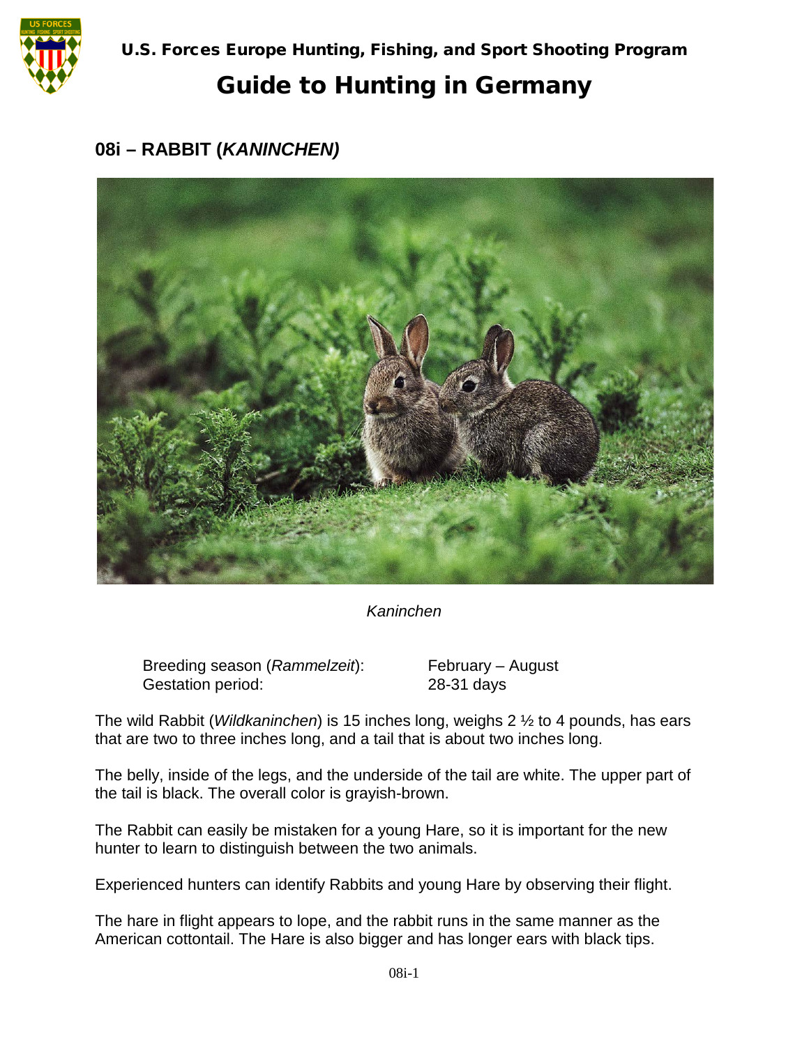U.S. Forces Europe Hunting, Fishing, and Sport Shooting Program

# Guide to Hunting in Germany

## 08i – RABBIT (*KANINCHEN)*

*Kaninchen*

| | |
|---|---|
| Breeding season (*Rammelzeit*): | February – August |
| Gestation period: | 28-31 days |

The wild Rabbit (*Wildkaninchen*) is 15 inches long, weighs 2 ½ to 4 pounds, has ears that are two to three inches long, and a tail that is about two inches long.

The belly, inside of the legs, and the underside of the tail are white. The upper part of the tail is black. The overall color is grayish-brown.

The Rabbit can easily be mistaken for a young Hare, so it is important for the new hunter to learn to distinguish between the two animals.

Experienced hunters can identify Rabbits and young Hare by observing their flight.

The hare in flight appears to lope, and the rabbit runs in the same manner as the American cottontail. The Hare is also bigger and has longer ears with black tips.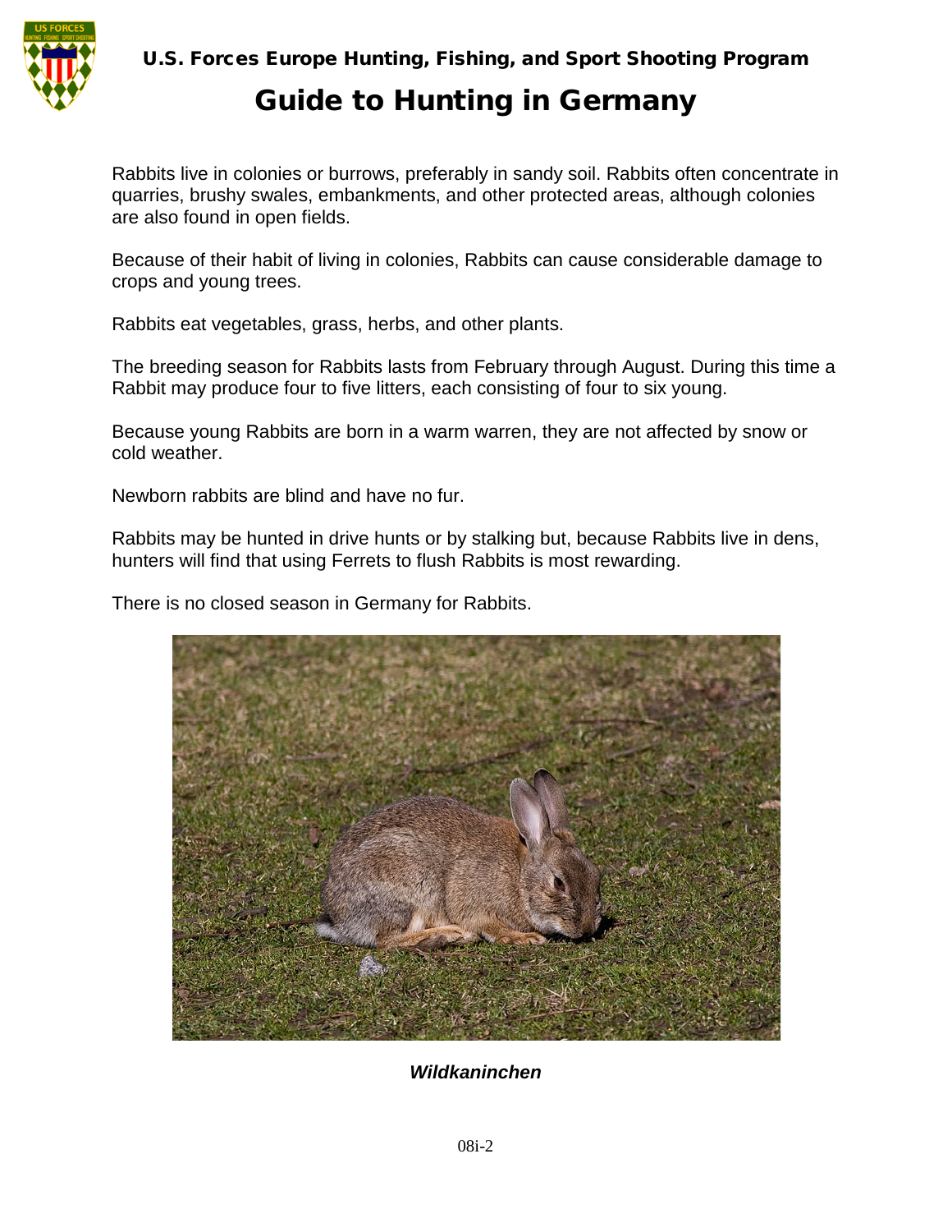Rabbits live in colonies or burrows, preferably in sandy soil. Rabbits often concentrate in quarries, brushy swales, embankments, and other protected areas, although colonies are also found in open fields.

Because of their habit of living in colonies, Rabbits can cause considerable damage to crops and young trees.

Rabbits eat vegetables, grass, herbs, and other plants.

The breeding season for Rabbits lasts from February through August. During this time a Rabbit may produce four to five litters, each consisting of four to six young.

Because young Rabbits are born in a warm warren, they are not affected by snow or cold weather.

Newborn rabbits are blind and have no fur.

Rabbits may be hunted in drive hunts or by stalking but, because Rabbits live in dens, hunters will find that using Ferrets to flush Rabbits is most rewarding.

There is no closed season in Germany for Rabbits.

***Wildkaninchen***